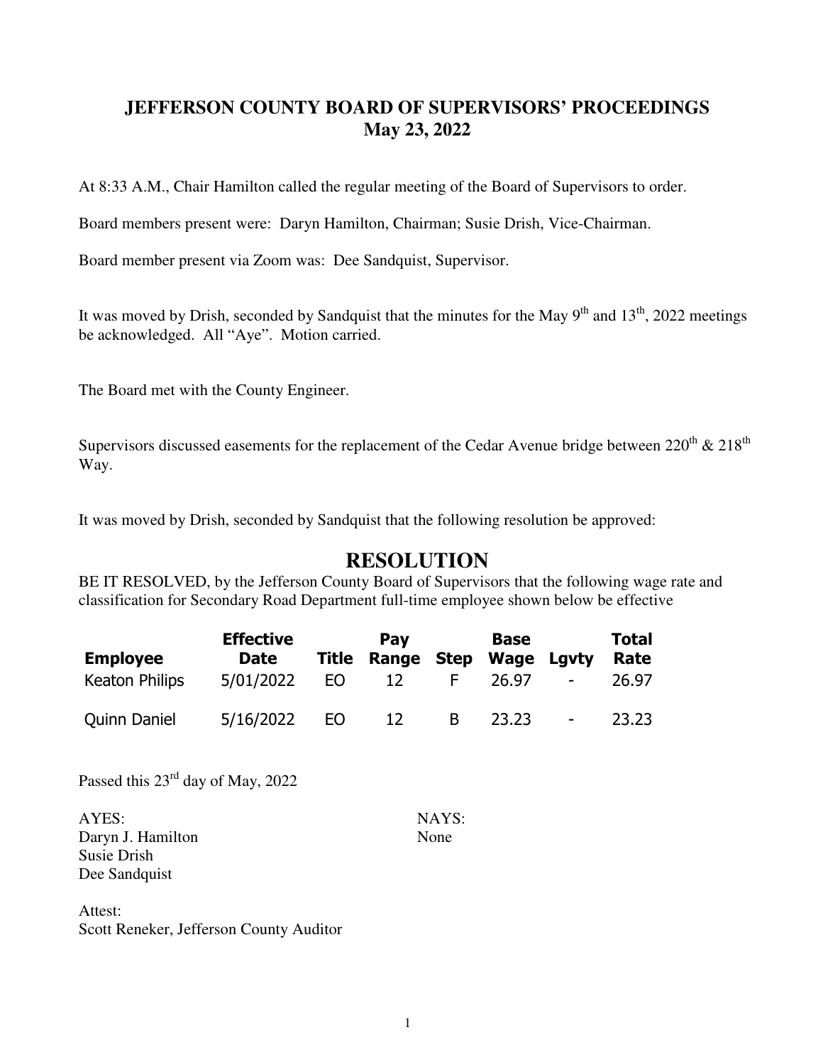# JEFFERSON COUNTY BOARD OF SUPERVISORS' PROCEEDINGS
## May 23, 2022

At 8:33 A.M., Chair Hamilton called the regular meeting of the Board of Supervisors to order.

Board members present were: Daryn Hamilton, Chairman; Susie Drish, Vice-Chairman.

Board member present via Zoom was: Dee Sandquist, Supervisor.

It was moved by Drish, seconded by Sandquist that the minutes for the May 9th and 13th, 2022 meetings be acknowledged. All "Aye". Motion carried.

The Board met with the County Engineer.

Supervisors discussed easements for the replacement of the Cedar Avenue bridge between 220th & 218th Way.

It was moved by Drish, seconded by Sandquist that the following resolution be approved:

## RESOLUTION

BE IT RESOLVED, by the Jefferson County Board of Supervisors that the following wage rate and classification for Secondary Road Department full-time employee shown below be effective

| Employee | Effective Date | Title | Pay Range | Step | Base Wage | Lgvty | Total Rate |
|---|---|---|---|---|---|---|---|
| Keaton Philips | 5/01/2022 | EO | 12 | F | 26.97 | - | 26.97 |
| Quinn Daniel | 5/16/2022 | EO | 12 | B | 23.23 | - | 23.23 |

Passed this 23rd day of May, 2022

AYES:
Daryn J. Hamilton
Susie Drish
Dee Sandquist

NAYS:
None

Attest:
Scott Reneker, Jefferson County Auditor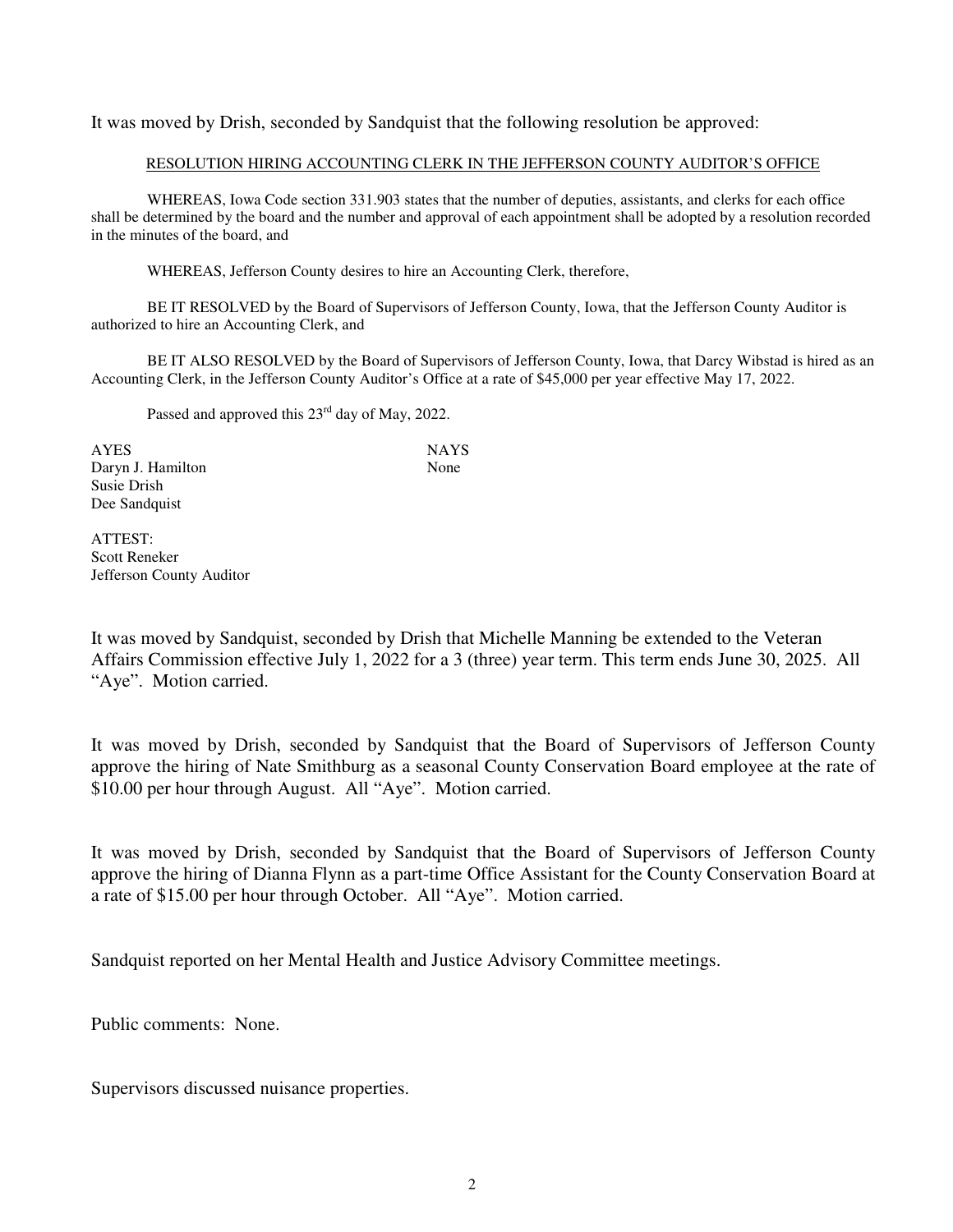It was moved by Drish, seconded by Sandquist that the following resolution be approved:

RESOLUTION HIRING ACCOUNTING CLERK IN THE JEFFERSON COUNTY AUDITOR'S OFFICE

WHEREAS, Iowa Code section 331.903 states that the number of deputies, assistants, and clerks for each office shall be determined by the board and the number and approval of each appointment shall be adopted by a resolution recorded in the minutes of the board, and

WHEREAS, Jefferson County desires to hire an Accounting Clerk, therefore,

BE IT RESOLVED by the Board of Supervisors of Jefferson County, Iowa, that the Jefferson County Auditor is authorized to hire an Accounting Clerk, and

BE IT ALSO RESOLVED by the Board of Supervisors of Jefferson County, Iowa, that Darcy Wibstad is hired as an Accounting Clerk, in the Jefferson County Auditor's Office at a rate of $45,000 per year effective May 17, 2022.

Passed and approved this 23rd day of May, 2022.

| AYES | NAYS |
|---|---|
| Daryn J. Hamilton | None |
| Susie Drish | |
| Dee Sandquist | |

ATTEST:
Scott Reneker
Jefferson County Auditor

It was moved by Sandquist, seconded by Drish that Michelle Manning be extended to the Veteran Affairs Commission effective July 1, 2022 for a 3 (three) year term. This term ends June 30, 2025. All "Aye". Motion carried.

It was moved by Drish, seconded by Sandquist that the Board of Supervisors of Jefferson County approve the hiring of Nate Smithburg as a seasonal County Conservation Board employee at the rate of $10.00 per hour through August. All "Aye". Motion carried.

It was moved by Drish, seconded by Sandquist that the Board of Supervisors of Jefferson County approve the hiring of Dianna Flynn as a part-time Office Assistant for the County Conservation Board at a rate of $15.00 per hour through October. All "Aye". Motion carried.

Sandquist reported on her Mental Health and Justice Advisory Committee meetings.

Public comments: None.

Supervisors discussed nuisance properties.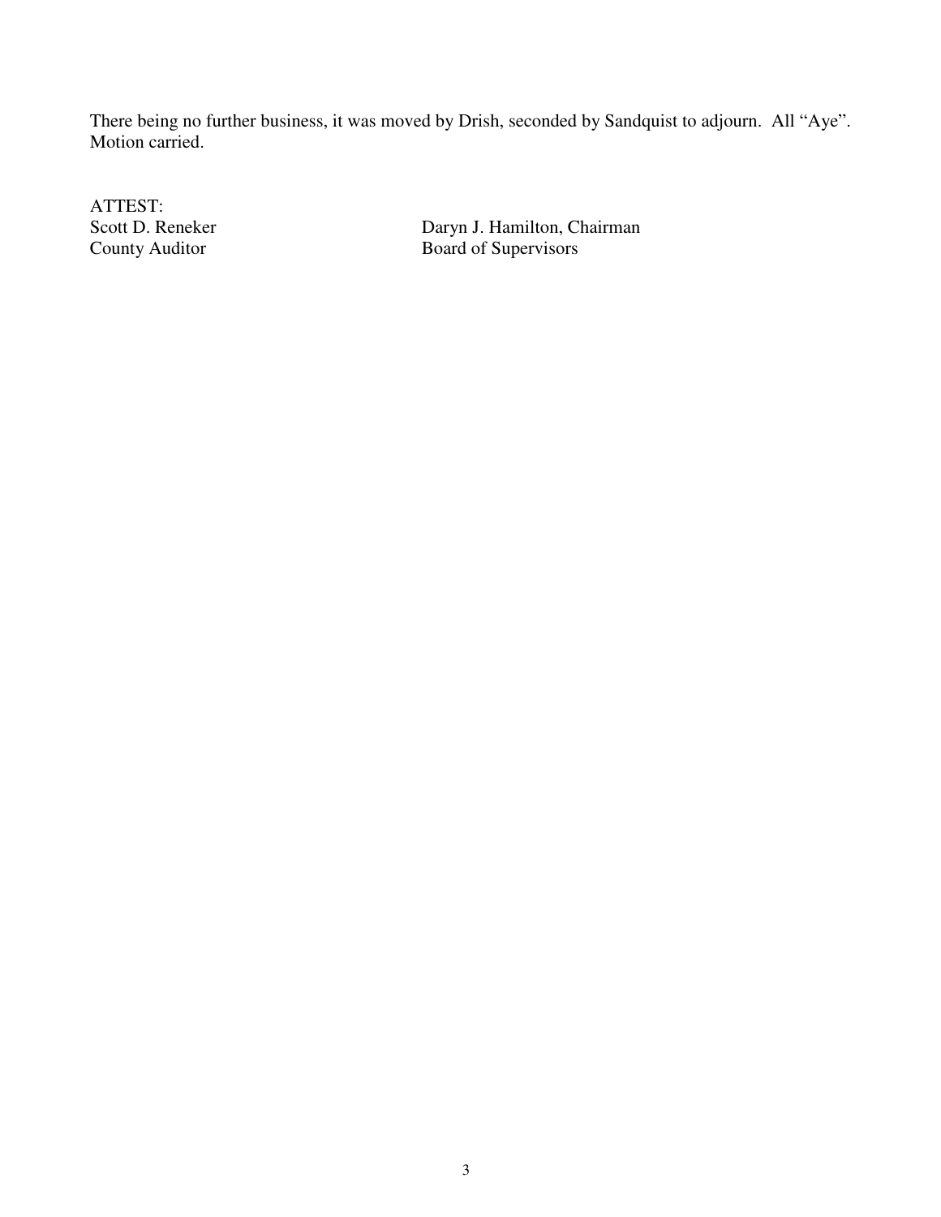There being no further business, it was moved by Drish, seconded by Sandquist to adjourn. All "Aye". Motion carried.

ATTEST:

| | |
|---|---|
| Scott D. Reneker | Daryn J. Hamilton, Chairman |
| County Auditor | Board of Supervisors |